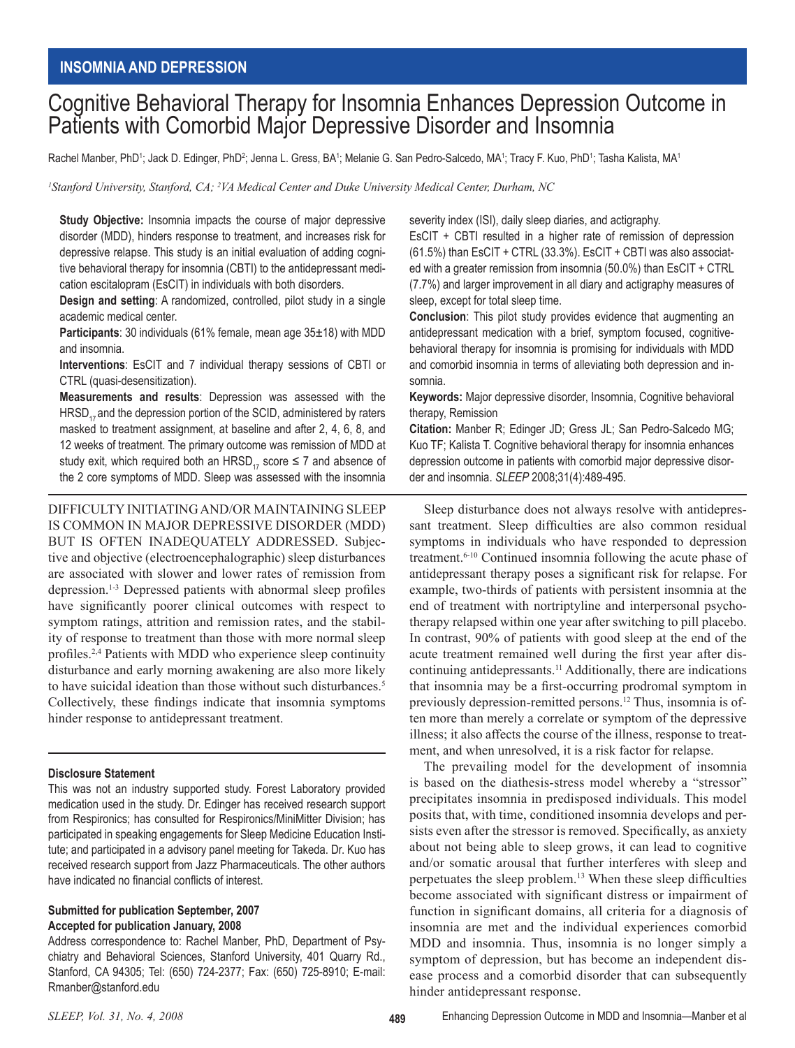INSOMNIA AND DEPRESSION

# Cognitive Behavioral Therapy for Insomnia Enhances Depression Outcome in Patients with Comorbid Major Depressive Disorder and Insomnia

Rachel Manber, PhD[1]; Jack D. Edinger, PhD[2]; Jenna L. Gress, BA[1]; Melanie G. San Pedro-Salcedo, MA[1]; Tracy F. Kuo, PhD[1]; Tasha Kalista, MA[1]

*[1]Stanford University, Stanford, CA; [2]VA Medical Center and Duke University Medical Center, Durham, NC*

**Study Objective:** Insomnia impacts the course of major depressive disorder (MDD), hinders response to treatment, and increases risk for depressive relapse. This study is an initial evaluation of adding cognitive behavioral therapy for insomnia (CBTI) to the antidepressant medication escitalopram (EsCIT) in individuals with both disorders.

**Design and setting**: A randomized, controlled, pilot study in a single academic medical center.

**Participants**: 30 individuals (61% female, mean age 35±18) with MDD and insomnia.

**Interventions**: EsCIT and 7 individual therapy sessions of CBTI or CTRL (quasi-desensitization).

**Measurements and results**: Depression was assessed with the $HRSD_{17}$ and the depression portion of the SCID, administered by raters masked to treatment assignment, at baseline and after 2, 4, 6, 8, and 12 weeks of treatment. The primary outcome was remission of MDD at study exit, which required both an $HRSD_{17}$ score ≤ 7 and absence of the 2 core symptoms of MDD. Sleep was assessed with the insomnia severity index (ISI), daily sleep diaries, and actigraphy.

EsCIT + CBTI resulted in a higher rate of remission of depression (61.5%) than EsCIT + CTRL (33.3%). EsCIT + CBTI was also associated with a greater remission from insomnia (50.0%) than EsCIT + CTRL (7.7%) and larger improvement in all diary and actigraphy measures of sleep, except for total sleep time.

**Conclusion**: This pilot study provides evidence that augmenting an antidepressant medication with a brief, symptom focused, cognitive-behavioral therapy for insomnia is promising for individuals with MDD and comorbid insomnia in terms of alleviating both depression and insomnia.

**Keywords:** Major depressive disorder, Insomnia, Cognitive behavioral therapy, Remission

**Citation:** Manber R; Edinger JD; Gress JL; San Pedro-Salcedo MG; Kuo TF; Kalista T. Cognitive behavioral therapy for insomnia enhances depression outcome in patients with comorbid major depressive disorder and insomnia. *SLEEP* 2008;31(4):489-495.

DIFFICULTY INITIATING AND/OR MAINTAINING SLEEP IS COMMON IN MAJOR DEPRESSIVE DISORDER (MDD) BUT IS OFTEN INADEQUATELY ADDRESSED. Subjective and objective (electroencephalographic) sleep disturbances are associated with slower and lower rates of remission from depression.[1-3] Depressed patients with abnormal sleep profiles have significantly poorer clinical outcomes with respect to symptom ratings, attrition and remission rates, and the stability of response to treatment than those with more normal sleep profiles.[2,4] Patients with MDD who experience sleep continuity disturbance and early morning awakening are also more likely to have suicidal ideation than those without such disturbances.[5] Collectively, these findings indicate that insomnia symptoms hinder response to antidepressant treatment.

Sleep disturbance does not always resolve with antidepressant treatment. Sleep difficulties are also common residual symptoms in individuals who have responded to depression treatment.[6-10] Continued insomnia following the acute phase of antidepressant therapy poses a significant risk for relapse. For example, two-thirds of patients with persistent insomnia at the end of treatment with nortriptyline and interpersonal psychotherapy relapsed within one year after switching to pill placebo. In contrast, 90% of patients with good sleep at the end of the acute treatment remained well during the first year after discontinuing antidepressants.[11] Additionally, there are indications that insomnia may be a first-occurring prodromal symptom in previously depression-remitted persons.[12] Thus, insomnia is often more than merely a correlate or symptom of the depressive illness; it also affects the course of the illness, response to treatment, and when unresolved, it is a risk factor for relapse.

The prevailing model for the development of insomnia is based on the diathesis-stress model whereby a "stressor" precipitates insomnia in predisposed individuals. This model posits that, with time, conditioned insomnia develops and persists even after the stressor is removed. Specifically, as anxiety about not being able to sleep grows, it can lead to cognitive and/or somatic arousal that further interferes with sleep and perpetuates the sleep problem.[13] When these sleep difficulties become associated with significant distress or impairment of function in significant domains, all criteria for a diagnosis of insomnia are met and the individual experiences comorbid MDD and insomnia. Thus, insomnia is no longer simply a symptom of depression, but has become an independent disease process and a comorbid disorder that can subsequently hinder antidepressant response.

**Disclosure Statement**

This was not an industry supported study. Forest Laboratory provided medication used in the study. Dr. Edinger has received research support from Respironics; has consulted for Respironics/MiniMitter Division; has participated in speaking engagements for Sleep Medicine Education Institute; and participated in a advisory panel meeting for Takeda. Dr. Kuo has received research support from Jazz Pharmaceuticals. The other authors have indicated no financial conflicts of interest.

**Submitted for publication September, 2007**
**Accepted for publication January, 2008**

Address correspondence to: Rachel Manber, PhD, Department of Psychiatry and Behavioral Sciences, Stanford University, 401 Quarry Rd., Stanford, CA 94305; Tel: (650) 724-2377; Fax: (650) 725-8910; E-mail: Rmanber@stanford.edu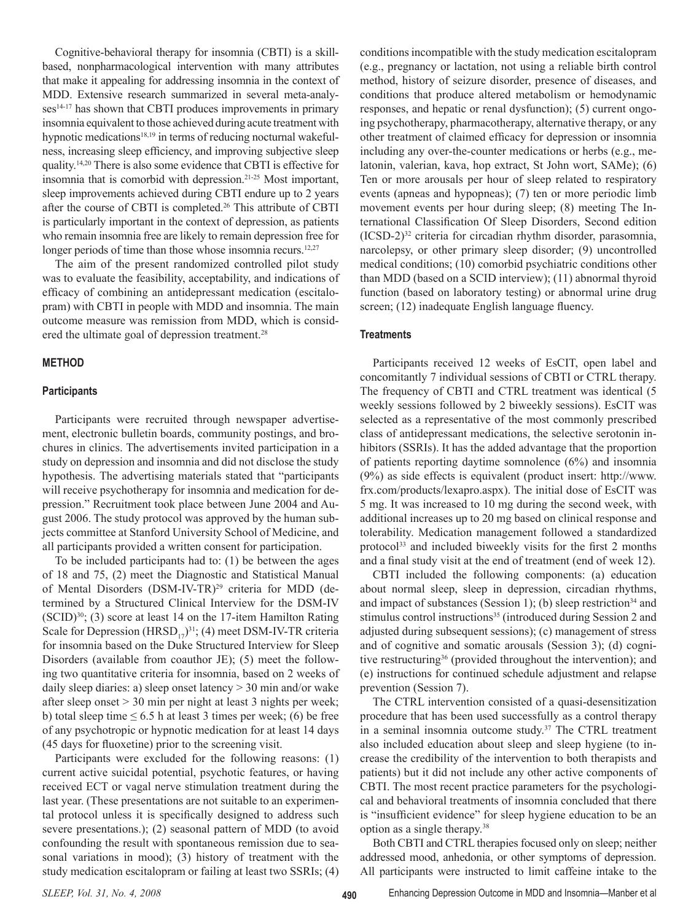Cognitive-behavioral therapy for insomnia (CBTI) is a skill-based, nonpharmacological intervention with many attributes that make it appealing for addressing insomnia in the context of MDD. Extensive research summarized in several meta-analyses[14-17] has shown that CBTI produces improvements in primary insomnia equivalent to those achieved during acute treatment with hypnotic medications[18,19] in terms of reducing nocturnal wakefulness, increasing sleep efficiency, and improving subjective sleep quality.[14,20] There is also some evidence that CBTI is effective for insomnia that is comorbid with depression.[21-25] Most important, sleep improvements achieved during CBTI endure up to 2 years after the course of CBTI is completed.[26] This attribute of CBTI is particularly important in the context of depression, as patients who remain insomnia free are likely to remain depression free for longer periods of time than those whose insomnia recurs.[12,27]

The aim of the present randomized controlled pilot study was to evaluate the feasibility, acceptability, and indications of efficacy of combining an antidepressant medication (escitalopram) with CBTI in people with MDD and insomnia. The main outcome measure was remission from MDD, which is considered the ultimate goal of depression treatment.[28]

## METHOD

### Participants

Participants were recruited through newspaper advertisement, electronic bulletin boards, community postings, and brochures in clinics. The advertisements invited participation in a study on depression and insomnia and did not disclose the study hypothesis. The advertising materials stated that "participants will receive psychotherapy for insomnia and medication for depression." Recruitment took place between June 2004 and August 2006. The study protocol was approved by the human subjects committee at Stanford University School of Medicine, and all participants provided a written consent for participation.

To be included participants had to: (1) be between the ages of 18 and 75, (2) meet the Diagnostic and Statistical Manual of Mental Disorders (DSM-IV-TR)[29] criteria for MDD (determined by a Structured Clinical Interview for the DSM-IV (SCID)[30]; (3) score at least 14 on the 17-item Hamilton Rating Scale for Depression ($HRSD_{17}$)[31]; (4) meet DSM-IV-TR criteria for insomnia based on the Duke Structured Interview for Sleep Disorders (available from coauthor JE); (5) meet the following two quantitative criteria for insomnia, based on 2 weeks of daily sleep diaries: a) sleep onset latency > 30 min and/or wake after sleep onset > 30 min per night at least 3 nights per week; b) total sleep time ≤ 6.5 h at least 3 times per week; (6) be free of any psychotropic or hypnotic medication for at least 14 days (45 days for fluoxetine) prior to the screening visit.

Participants were excluded for the following reasons: (1) current active suicidal potential, psychotic features, or having received ECT or vagal nerve stimulation treatment during the last year. (These presentations are not suitable to an experimental protocol unless it is specifically designed to address such severe presentations.); (2) seasonal pattern of MDD (to avoid confounding the result with spontaneous remission due to seasonal variations in mood); (3) history of treatment with the study medication escitalopram or failing at least two SSRIs; (4) conditions incompatible with the study medication escitalopram (e.g., pregnancy or lactation, not using a reliable birth control method, history of seizure disorder, presence of diseases, and conditions that produce altered metabolism or hemodynamic responses, and hepatic or renal dysfunction); (5) current ongoing psychotherapy, pharmacotherapy, alternative therapy, or any other treatment of claimed efficacy for depression or insomnia including any over-the-counter medications or herbs (e.g., melatonin, valerian, kava, hop extract, St John wort, SAMe); (6) Ten or more arousals per hour of sleep related to respiratory events (apneas and hypopneas); (7) ten or more periodic limb movement events per hour during sleep; (8) meeting The International Classification Of Sleep Disorders, Second edition (ICSD-2)[32] criteria for circadian rhythm disorder, parasomnia, narcolepsy, or other primary sleep disorder; (9) uncontrolled medical conditions; (10) comorbid psychiatric conditions other than MDD (based on a SCID interview); (11) abnormal thyroid function (based on laboratory testing) or abnormal urine drug screen; (12) inadequate English language fluency.

### Treatments

Participants received 12 weeks of EsCIT, open label and concomitantly 7 individual sessions of CBTI or CTRL therapy. The frequency of CBTI and CTRL treatment was identical (5 weekly sessions followed by 2 biweekly sessions). EsCIT was selected as a representative of the most commonly prescribed class of antidepressant medications, the selective serotonin inhibitors (SSRIs). It has the added advantage that the proportion of patients reporting daytime somnolence (6%) and insomnia (9%) as side effects is equivalent (product insert: http://www.frx.com/products/lexapro.aspx). The initial dose of EsCIT was 5 mg. It was increased to 10 mg during the second week, with additional increases up to 20 mg based on clinical response and tolerability. Medication management followed a standardized protocol[33] and included biweekly visits for the first 2 months and a final study visit at the end of treatment (end of week 12).

CBTI included the following components: (a) education about normal sleep, sleep in depression, circadian rhythms, and impact of substances (Session 1); (b) sleep restriction[34] and stimulus control instructions[35] (introduced during Session 2 and adjusted during subsequent sessions); (c) management of stress and of cognitive and somatic arousals (Session 3); (d) cognitive restructuring[36] (provided throughout the intervention); and (e) instructions for continued schedule adjustment and relapse prevention (Session 7).

The CTRL intervention consisted of a quasi-desensitization procedure that has been used successfully as a control therapy in a seminal insomnia outcome study.[37] The CTRL treatment also included education about sleep and sleep hygiene (to increase the credibility of the intervention to both therapists and patients) but it did not include any other active components of CBTI. The most recent practice parameters for the psychological and behavioral treatments of insomnia concluded that there is "insufficient evidence" for sleep hygiene education to be an option as a single therapy.[38]

Both CBTI and CTRL therapies focused only on sleep; neither addressed mood, anhedonia, or other symptoms of depression. All participants were instructed to limit caffeine intake to the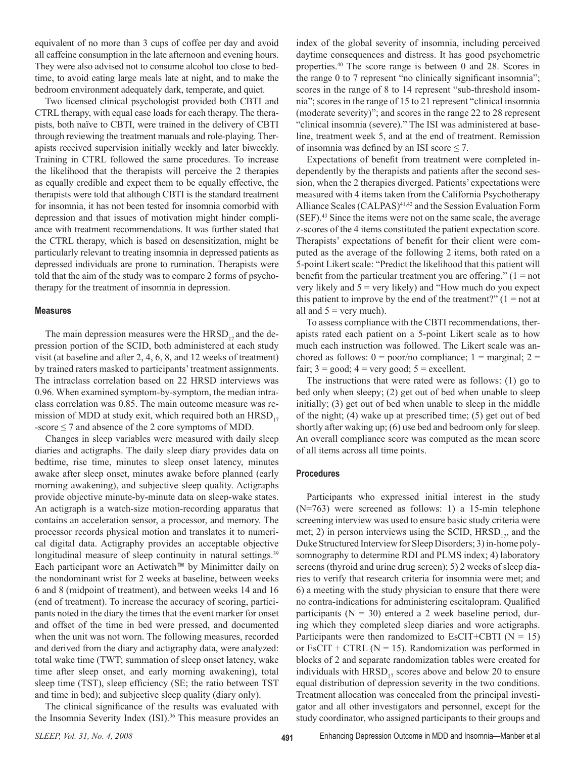equivalent of no more than 3 cups of coffee per day and avoid all caffeine consumption in the late afternoon and evening hours. They were also advised not to consume alcohol too close to bedtime, to avoid eating large meals late at night, and to make the bedroom environment adequately dark, temperate, and quiet.

Two licensed clinical psychologist provided both CBTI and CTRL therapy, with equal case loads for each therapy. The therapists, both naïve to CBTI, were trained in the delivery of CBTI through reviewing the treatment manuals and role-playing. Therapists received supervision initially weekly and later biweekly. Training in CTRL followed the same procedures. To increase the likelihood that the therapists will perceive the 2 therapies as equally credible and expect them to be equally effective, the therapists were told that although CBTI is the standard treatment for insomnia, it has not been tested for insomnia comorbid with depression and that issues of motivation might hinder compliance with treatment recommendations. It was further stated that the CTRL therapy, which is based on desensitization, might be particularly relevant to treating insomnia in depressed patients as depressed individuals are prone to rumination. Therapists were told that the aim of the study was to compare 2 forms of psychotherapy for the treatment of insomnia in depression.

### Measures

The main depression measures were the $HRSD_{17}$ and the depression portion of the SCID, both administered at each study visit (at baseline and after 2, 4, 6, 8, and 12 weeks of treatment) by trained raters masked to participants' treatment assignments. The intraclass correlation based on 22 HRSD interviews was 0.96. When examined symptom-by-symptom, the median intraclass correlation was 0.85. The main outcome measure was remission of MDD at study exit, which required both an $HRSD_{17}$ -score ≤ 7 and absence of the 2 core symptoms of MDD.

Changes in sleep variables were measured with daily sleep diaries and actigraphs. The daily sleep diary provides data on bedtime, rise time, minutes to sleep onset latency, minutes awake after sleep onset, minutes awake before planned (early morning awakening), and subjective sleep quality. Actigraphs provide objective minute-by-minute data on sleep-wake states. An actigraph is a watch-size motion-recording apparatus that contains an acceleration sensor, a processor, and memory. The processor records physical motion and translates it to numerical digital data. Actigraphy provides an acceptable objective longitudinal measure of sleep continuity in natural settings.[39] Each participant wore an Actiwatch™ by Minimitter daily on the nondominant wrist for 2 weeks at baseline, between weeks 6 and 8 (midpoint of treatment), and between weeks 14 and 16 (end of treatment). To increase the accuracy of scoring, participants noted in the diary the times that the event marker for onset and offset of the time in bed were pressed, and documented when the unit was not worn. The following measures, recorded and derived from the diary and actigraphy data, were analyzed: total wake time (TWT; summation of sleep onset latency, wake time after sleep onset, and early morning awakening), total sleep time (TST), sleep efficiency (SE; the ratio between TST and time in bed); and subjective sleep quality (diary only).

The clinical significance of the results was evaluated with the Insomnia Severity Index (ISI).[36] This measure provides an index of the global severity of insomnia, including perceived daytime consequences and distress. It has good psychometric properties.[40] The score range is between 0 and 28. Scores in the range 0 to 7 represent "no clinically significant insomnia"; scores in the range of 8 to 14 represent "sub-threshold insomnia"; scores in the range of 15 to 21 represent "clinical insomnia (moderate severity)"; and scores in the range 22 to 28 represent "clinical insomnia (severe)." The ISI was administered at baseline, treatment week 5, and at the end of treatment. Remission of insomnia was defined by an ISI score ≤ 7.

Expectations of benefit from treatment were completed independently by the therapists and patients after the second session, when the 2 therapies diverged. Patients' expectations were measured with 4 items taken from the California Psychotherapy Alliance Scales (CALPAS)[41,42] and the Session Evaluation Form (SEF).[43] Since the items were not on the same scale, the average z-scores of the 4 items constituted the patient expectation score. Therapists' expectations of benefit for their client were computed as the average of the following 2 items, both rated on a 5-point Likert scale: "Predict the likelihood that this patient will benefit from the particular treatment you are offering." (1 = not very likely and 5 = very likely) and "How much do you expect this patient to improve by the end of the treatment?" (1 = not at all and 5 = very much).

To assess compliance with the CBTI recommendations, therapists rated each patient on a 5-point Likert scale as to how much each instruction was followed. The Likert scale was anchored as follows: 0 = poor/no compliance; 1 = marginal; 2 = fair; 3 = good; 4 = very good; 5 = excellent.

The instructions that were rated were as follows: (1) go to bed only when sleepy; (2) get out of bed when unable to sleep initially; (3) get out of bed when unable to sleep in the middle of the night; (4) wake up at prescribed time; (5) get out of bed shortly after waking up; (6) use bed and bedroom only for sleep. An overall compliance score was computed as the mean score of all items across all time points.

### Procedures

Participants who expressed initial interest in the study (N=763) were screened as follows: 1) a 15-min telephone screening interview was used to ensure basic study criteria were met; 2) in person interviews using the SCID, $HRSD_{17}$, and the Duke Structured Interview for Sleep Disorders; 3) in-home polysomnography to determine RDI and PLMS index; 4) laboratory screens (thyroid and urine drug screen); 5) 2 weeks of sleep diaries to verify that research criteria for insomnia were met; and 6) a meeting with the study physician to ensure that there were no contra-indications for administering escitalopram. Qualified participants (N = 30) entered a 2 week baseline period, during which they completed sleep diaries and wore actigraphs. Participants were then randomized to EsCIT+CBTI (N = 15) or EsCIT + CTRL (N = 15). Randomization was performed in blocks of 2 and separate randomization tables were created for individuals with $HRSD_{17}$ scores above and below 20 to ensure equal distribution of depression severity in the two conditions. Treatment allocation was concealed from the principal investigator and all other investigators and personnel, except for the study coordinator, who assigned participants to their groups and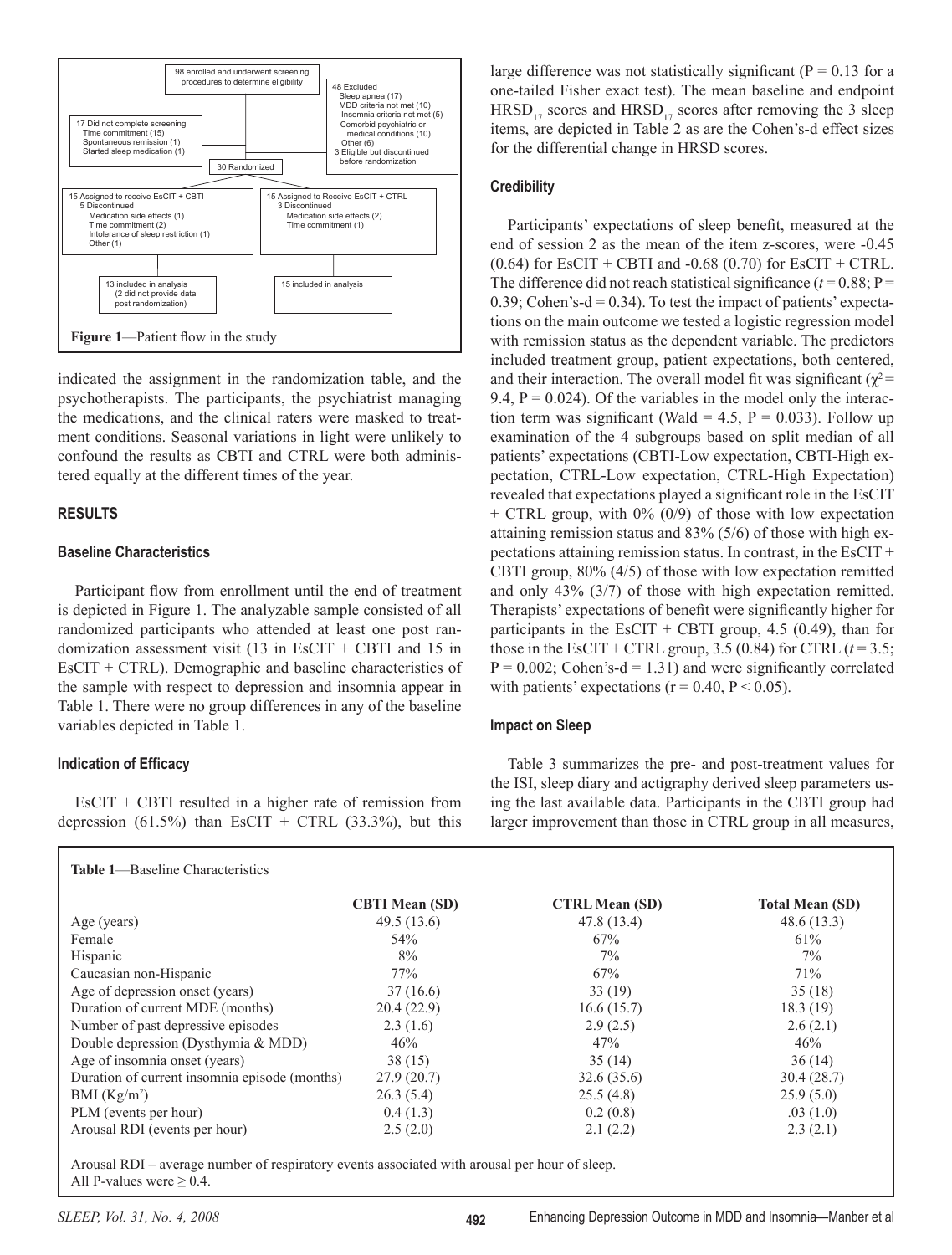98 enrolled and underwent screening procedures to determine eligibility

17 Did not complete screening
Time commitment (15)
Spontaneous remission (1)
Started sleep medication (1)

48 Excluded
Sleep apnea (17)
MDD criteria not met (10)
Insomnia criteria not met (5)
Comorbid psychiatric or medical conditions (10)
Other (6)
3 Eligible but discontinued before randomization

30 Randomized

15 Assigned to receive EsCIT + CBTI
5 Discontinued
Medication side effects (1)
Time commitment (2)
Intolerance of sleep restriction (1)
Other (1)

15 Assigned to Receive EsCIT + CTRL
3 Discontinued
Medication side effects (2)
Time commitment (1)

13 included in analysis
(2 did not provide data post randomization)

15 included in analysis

**Figure 1**—Patient flow in the study

indicated the assignment in the randomization table, and the psychotherapists. The participants, the psychiatrist managing the medications, and the clinical raters were masked to treatment conditions. Seasonal variations in light were unlikely to confound the results as CBTI and CTRL were both administered equally at the different times of the year.

## RESULTS

### Baseline Characteristics

Participant flow from enrollment until the end of treatment is depicted in Figure 1. The analyzable sample consisted of all randomized participants who attended at least one post randomization assessment visit (13 in EsCIT + CBTI and 15 in EsCIT + CTRL). Demographic and baseline characteristics of the sample with respect to depression and insomnia appear in Table 1. There were no group differences in any of the baseline variables depicted in Table 1.

### Indication of Efficacy

EsCIT + CBTI resulted in a higher rate of remission from depression (61.5%) than EsCIT + CTRL (33.3%), but this large difference was not statistically significant (P = 0.13 for a one-tailed Fisher exact test). The mean baseline and endpoint $HRSD_{17}$ scores and $HRSD_{17}$ scores after removing the 3 sleep items, are depicted in Table 2 as are the Cohen's-d effect sizes for the differential change in HRSD scores.

### Credibility

Participants' expectations of sleep benefit, measured at the end of session 2 as the mean of the item z-scores, were -0.45 (0.64) for EsCIT + CBTI and -0.68 (0.70) for EsCIT + CTRL. The difference did not reach statistical significance ($t = 0.88$; P = 0.39; Cohen's-d = 0.34). To test the impact of patients' expectations on the main outcome we tested a logistic regression model with remission status as the dependent variable. The predictors included treatment group, patient expectations, both centered, and their interaction. The overall model fit was significant ($\chi^2 = 9.4$, P = 0.024). Of the variables in the model only the interaction term was significant (Wald = 4.5, P = 0.033). Follow up examination of the 4 subgroups based on split median of all patients' expectations (CBTI-Low expectation, CBTI-High expectation, CTRL-Low expectation, CTRL-High Expectation) revealed that expectations played a significant role in the EsCIT + CTRL group, with 0% (0/9) of those with low expectation attaining remission status and 83% (5/6) of those with high expectations attaining remission status. In contrast, in the EsCIT + CBTI group, 80% (4/5) of those with low expectation remitted and only 43% (3/7) of those with high expectation remitted. Therapists' expectations of benefit were significantly higher for participants in the EsCIT + CBTI group, 4.5 (0.49), than for those in the EsCIT + CTRL group, 3.5 (0.84) for CTRL ($t = 3.5$; P = 0.002; Cohen's-d = 1.31) and were significantly correlated with patients' expectations (r = 0.40, P < 0.05).

### Impact on Sleep

Table 3 summarizes the pre- and post-treatment values for the ISI, sleep diary and actigraphy derived sleep parameters using the last available data. Participants in the CBTI group had larger improvement than those in CTRL group in all measures,

**Table 1**—Baseline Characteristics

| | CBTI Mean (SD) | CTRL Mean (SD) | Total Mean (SD) |
|---|---|---|---|
| Age (years) | 49.5 (13.6) | 47.8 (13.4) | 48.6 (13.3) |
| Female | 54% | 67% | 61% |
| Hispanic | 8% | 7% | 7% |
| Caucasian non-Hispanic | 77% | 67% | 71% |
| Age of depression onset (years) | 37 (16.6) | 33 (19) | 35 (18) |
| Duration of current MDE (months) | 20.4 (22.9) | 16.6 (15.7) | 18.3 (19) |
| Number of past depressive episodes | 2.3 (1.6) | 2.9 (2.5) | 2.6 (2.1) |
| Double depression (Dysthymia & MDD) | 46% | 47% | 46% |
| Age of insomnia onset (years) | 38 (15) | 35 (14) | 36 (14) |
| Duration of current insomnia episode (months) | 27.9 (20.7) | 32.6 (35.6) | 30.4 (28.7) |
| BMI ($Kg/m^2$) | 26.3 (5.4) | 25.5 (4.8) | 25.9 (5.0) |
| PLM (events per hour) | 0.4 (1.3) | 0.2 (0.8) | .03 (1.0) |
| Arousal RDI (events per hour) | 2.5 (2.0) | 2.1 (2.2) | 2.3 (2.1) |

Arousal RDI – average number of respiratory events associated with arousal per hour of sleep.
All P-values were ≥ 0.4.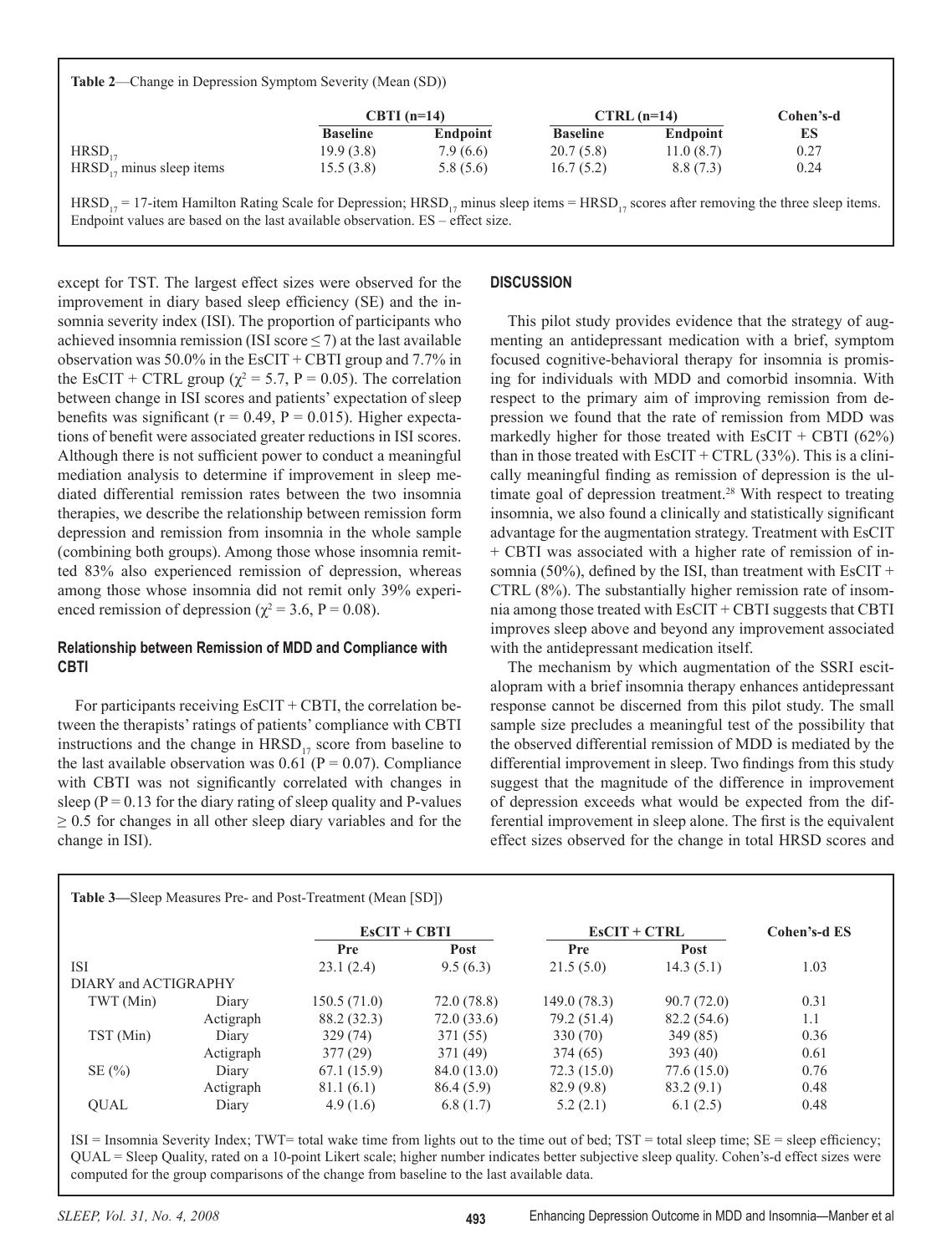**Table 2**—Change in Depression Symptom Severity (Mean (SD))

| | CBTI (n=14) | | CTRL (n=14) | | Cohen's-d |
|---|---|---|---|---|---|
| | Baseline | Endpoint | Baseline | Endpoint | ES |
| $HRSD_{17}$ | 19.9 (3.8) | 7.9 (6.6) | 20.7 (5.8) | 11.0 (8.7) | 0.27 |
| $HRSD_{17}$ minus sleep items | 15.5 (3.8) | 5.8 (5.6) | 16.7 (5.2) | 8.8 (7.3) | 0.24 |

$HRSD_{17}$ = 17-item Hamilton Rating Scale for Depression; $HRSD_{17}$ minus sleep items = $HRSD_{17}$ scores after removing the three sleep items. Endpoint values are based on the last available observation. ES – effect size.

except for TST. The largest effect sizes were observed for the improvement in diary based sleep efficiency (SE) and the insomnia severity index (ISI). The proportion of participants who achieved insomnia remission (ISI score $\leq 7$) at the last available observation was 50.0% in the EsCIT + CBTI group and 7.7% in the EsCIT + CTRL group ($\chi^2 = 5.7$, $P = 0.05$). The correlation between change in ISI scores and patients' expectation of sleep benefits was significant ($r = 0.49$, $P = 0.015$). Higher expectations of benefit were associated greater reductions in ISI scores. Although there is not sufficient power to conduct a meaningful mediation analysis to determine if improvement in sleep mediated differential remission rates between the two insomnia therapies, we describe the relationship between remission form depression and remission from insomnia in the whole sample (combining both groups). Among those whose insomnia remitted 83% also experienced remission of depression, whereas among those whose insomnia did not remit only 39% experienced remission of depression ($\chi^2 = 3.6$, $P = 0.08$).

### Relationship between Remission of MDD and Compliance with CBTI

For participants receiving EsCIT + CBTI, the correlation between the therapists' ratings of patients' compliance with CBTI instructions and the change in $HRSD_{17}$ score from baseline to the last available observation was 0.61 ($P = 0.07$). Compliance with CBTI was not significantly correlated with changes in sleep ($P = 0.13$ for the diary rating of sleep quality and P-values $\geq 0.5$ for changes in all other sleep diary variables and for the change in ISI).

## DISCUSSION

This pilot study provides evidence that the strategy of augmenting an antidepressant medication with a brief, symptom focused cognitive-behavioral therapy for insomnia is promising for individuals with MDD and comorbid insomnia. With respect to the primary aim of improving remission from depression we found that the rate of remission from MDD was markedly higher for those treated with EsCIT + CBTI (62%) than in those treated with EsCIT + CTRL (33%). This is a clinically meaningful finding as remission of depression is the ultimate goal of depression treatment.[28] With respect to treating insomnia, we also found a clinically and statistically significant advantage for the augmentation strategy. Treatment with EsCIT + CBTI was associated with a higher rate of remission of insomnia (50%), defined by the ISI, than treatment with EsCIT + CTRL (8%). The substantially higher remission rate of insomnia among those treated with EsCIT + CBTI suggests that CBTI improves sleep above and beyond any improvement associated with the antidepressant medication itself.

The mechanism by which augmentation of the SSRI escitalopram with a brief insomnia therapy enhances antidepressant response cannot be discerned from this pilot study. The small sample size precludes a meaningful test of the possibility that the observed differential remission of MDD is mediated by the differential improvement in sleep. Two findings from this study suggest that the magnitude of the difference in improvement of depression exceeds what would be expected from the differential improvement in sleep alone. The first is the equivalent effect sizes observed for the change in total HRSD scores and

**Table 3—**Sleep Measures Pre- and Post-Treatment (Mean [SD])

| | | EsCIT + CBTI | | EsCIT + CTRL | | Cohen's-d ES |
|---|---|---|---|---|---|---|
| | | Pre | Post | Pre | Post | |
| ISI | | 23.1 (2.4) | 9.5 (6.3) | 21.5 (5.0) | 14.3 (5.1) | 1.03 |
| DIARY and ACTIGRAPHY | | | | | | |
| TWT (Min) | Diary | 150.5 (71.0) | 72.0 (78.8) | 149.0 (78.3) | 90.7 (72.0) | 0.31 |
| | Actigraph | 88.2 (32.3) | 72.0 (33.6) | 79.2 (51.4) | 82.2 (54.6) | 1.1 |
| TST (Min) | Diary | 329 (74) | 371 (55) | 330 (70) | 349 (85) | 0.36 |
| | Actigraph | 377 (29) | 371 (49) | 374 (65) | 393 (40) | 0.61 |
| SE (%) | Diary | 67.1 (15.9) | 84.0 (13.0) | 72.3 (15.0) | 77.6 (15.0) | 0.76 |
| | Actigraph | 81.1 (6.1) | 86.4 (5.9) | 82.9 (9.8) | 83.2 (9.1) | 0.48 |
| QUAL | Diary | 4.9 (1.6) | 6.8 (1.7) | 5.2 (2.1) | 6.1 (2.5) | 0.48 |

ISI = Insomnia Severity Index; TWT= total wake time from lights out to the time out of bed; TST = total sleep time; SE = sleep efficiency; QUAL = Sleep Quality, rated on a 10-point Likert scale; higher number indicates better subjective sleep quality. Cohen's-d effect sizes were computed for the group comparisons of the change from baseline to the last available data.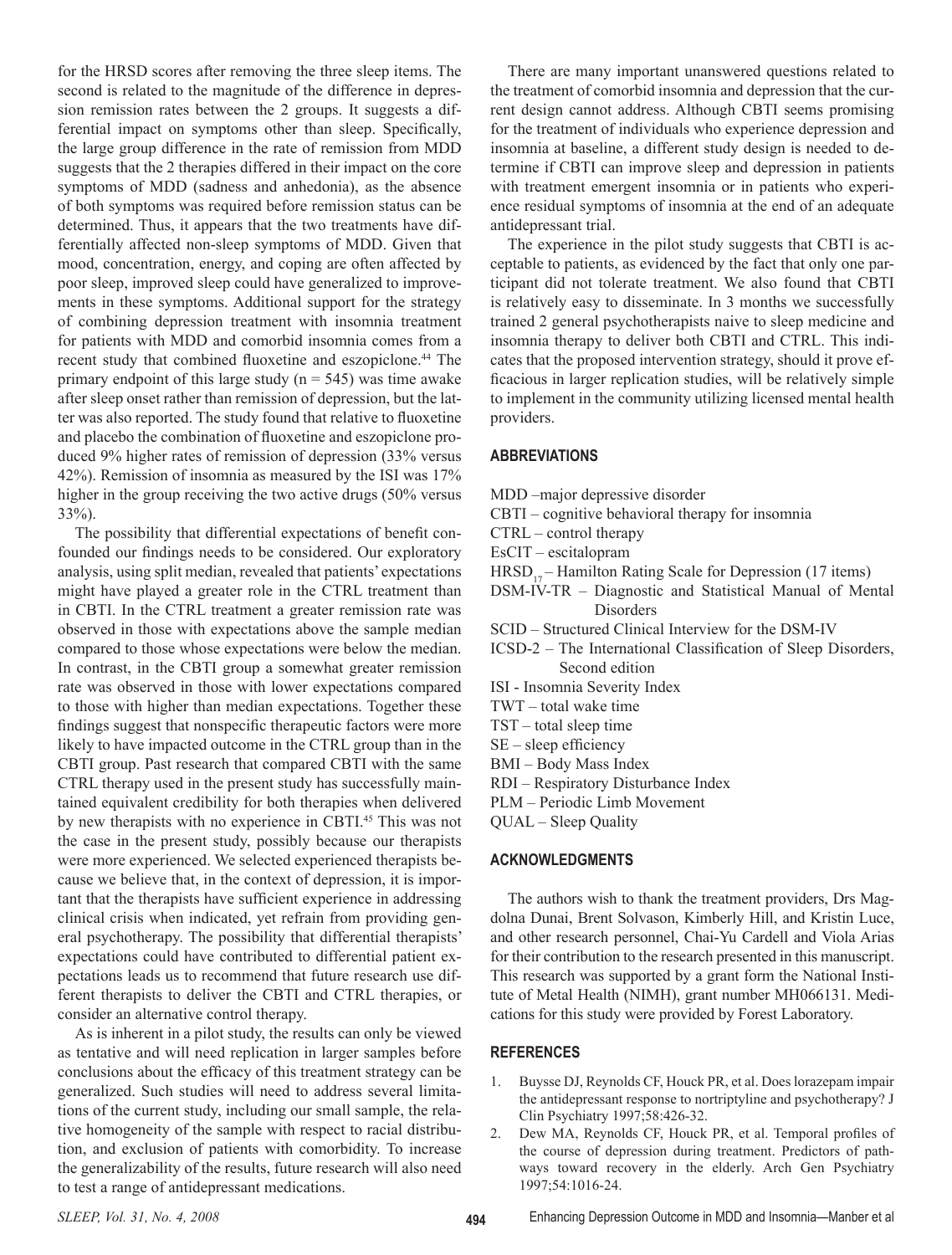for the HRSD scores after removing the three sleep items. The second is related to the magnitude of the difference in depression remission rates between the 2 groups. It suggests a differential impact on symptoms other than sleep. Specifically, the large group difference in the rate of remission from MDD suggests that the 2 therapies differed in their impact on the core symptoms of MDD (sadness and anhedonia), as the absence of both symptoms was required before remission status can be determined. Thus, it appears that the two treatments have differentially affected non-sleep symptoms of MDD. Given that mood, concentration, energy, and coping are often affected by poor sleep, improved sleep could have generalized to improvements in these symptoms. Additional support for the strategy of combining depression treatment with insomnia treatment for patients with MDD and comorbid insomnia comes from a recent study that combined fluoxetine and eszopiclone.[44] The primary endpoint of this large study (n = 545) was time awake after sleep onset rather than remission of depression, but the latter was also reported. The study found that relative to fluoxetine and placebo the combination of fluoxetine and eszopiclone produced 9% higher rates of remission of depression (33% versus 42%). Remission of insomnia as measured by the ISI was 17% higher in the group receiving the two active drugs (50% versus 33%).

The possibility that differential expectations of benefit confounded our findings needs to be considered. Our exploratory analysis, using split median, revealed that patients' expectations might have played a greater role in the CTRL treatment than in CBTI. In the CTRL treatment a greater remission rate was observed in those with expectations above the sample median compared to those whose expectations were below the median. In contrast, in the CBTI group a somewhat greater remission rate was observed in those with lower expectations compared to those with higher than median expectations. Together these findings suggest that nonspecific therapeutic factors were more likely to have impacted outcome in the CTRL group than in the CBTI group. Past research that compared CBTI with the same CTRL therapy used in the present study has successfully maintained equivalent credibility for both therapies when delivered by new therapists with no experience in CBTI.[45] This was not the case in the present study, possibly because our therapists were more experienced. We selected experienced therapists because we believe that, in the context of depression, it is important that the therapists have sufficient experience in addressing clinical crisis when indicated, yet refrain from providing general psychotherapy. The possibility that differential therapists' expectations could have contributed to differential patient expectations leads us to recommend that future research use different therapists to deliver the CBTI and CTRL therapies, or consider an alternative control therapy.

As is inherent in a pilot study, the results can only be viewed as tentative and will need replication in larger samples before conclusions about the efficacy of this treatment strategy can be generalized. Such studies will need to address several limitations of the current study, including our small sample, the relative homogeneity of the sample with respect to racial distribution, and exclusion of patients with comorbidity. To increase the generalizability of the results, future research will also need to test a range of antidepressant medications.

There are many important unanswered questions related to the treatment of comorbid insomnia and depression that the current design cannot address. Although CBTI seems promising for the treatment of individuals who experience depression and insomnia at baseline, a different study design is needed to determine if CBTI can improve sleep and depression in patients with treatment emergent insomnia or in patients who experience residual symptoms of insomnia at the end of an adequate antidepressant trial.

The experience in the pilot study suggests that CBTI is acceptable to patients, as evidenced by the fact that only one participant did not tolerate treatment. We also found that CBTI is relatively easy to disseminate. In 3 months we successfully trained 2 general psychotherapists naive to sleep medicine and insomnia therapy to deliver both CBTI and CTRL. This indicates that the proposed intervention strategy, should it prove efficacious in larger replication studies, will be relatively simple to implement in the community utilizing licensed mental health providers.

## ABBREVIATIONS

MDD –major depressive disorder
CBTI – cognitive behavioral therapy for insomnia
CTRL – control therapy
EsCIT – escitalopram
$HRSD_{17}$ – Hamilton Rating Scale for Depression (17 items)
DSM-IV-TR – Diagnostic and Statistical Manual of Mental Disorders
SCID – Structured Clinical Interview for the DSM-IV
ICSD-2 – The International Classification of Sleep Disorders, Second edition
ISI - Insomnia Severity Index
TWT – total wake time
TST – total sleep time
SE – sleep efficiency
BMI – Body Mass Index
RDI – Respiratory Disturbance Index
PLM – Periodic Limb Movement
QUAL – Sleep Quality

## ACKNOWLEDGMENTS

The authors wish to thank the treatment providers, Drs Magdolna Dunai, Brent Solvason, Kimberly Hill, and Kristin Luce, and other research personnel, Chai-Yu Cardell and Viola Arias for their contribution to the research presented in this manuscript. This research was supported by a grant form the National Institute of Metal Health (NIMH), grant number MH066131. Medications for this study were provided by Forest Laboratory.

## REFERENCES

1. Buysse DJ, Reynolds CF, Houck PR, et al. Does lorazepam impair the antidepressant response to nortriptyline and psychotherapy? J Clin Psychiatry 1997;58:426-32.
2. Dew MA, Reynolds CF, Houck PR, et al. Temporal profiles of the course of depression during treatment. Predictors of pathways toward recovery in the elderly. Arch Gen Psychiatry 1997;54:1016-24.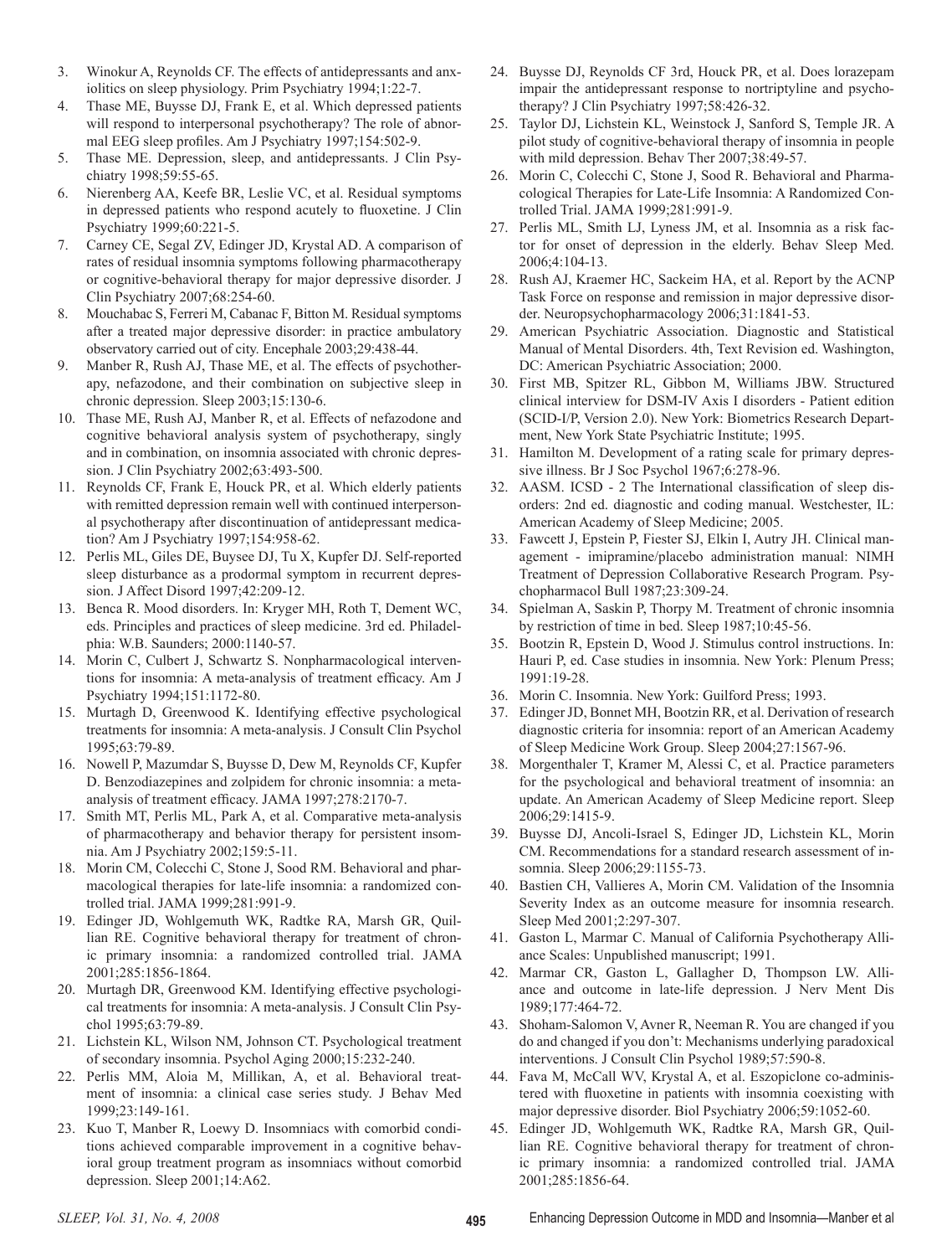3. Winokur A, Reynolds CF. The effects of antidepressants and anxiolitics on sleep physiology. Prim Psychiatry 1994;1:22-7.
4. Thase ME, Buysse DJ, Frank E, et al. Which depressed patients will respond to interpersonal psychotherapy? The role of abnormal EEG sleep profiles. Am J Psychiatry 1997;154:502-9.
5. Thase ME. Depression, sleep, and antidepressants. J Clin Psychiatry 1998;59:55-65.
6. Nierenberg AA, Keefe BR, Leslie VC, et al. Residual symptoms in depressed patients who respond acutely to fluoxetine. J Clin Psychiatry 1999;60:221-5.
7. Carney CE, Segal ZV, Edinger JD, Krystal AD. A comparison of rates of residual insomnia symptoms following pharmacotherapy or cognitive-behavioral therapy for major depressive disorder. J Clin Psychiatry 2007;68:254-60.
8. Mouchabac S, Ferreri M, Cabanac F, Bitton M. Residual symptoms after a treated major depressive disorder: in practice ambulatory observatory carried out of city. Encephale 2003;29:438-44.
9. Manber R, Rush AJ, Thase ME, et al. The effects of psychotherapy, nefazodone, and their combination on subjective sleep in chronic depression. Sleep 2003;15:130-6.
10. Thase ME, Rush AJ, Manber R, et al. Effects of nefazodone and cognitive behavioral analysis system of psychotherapy, singly and in combination, on insomnia associated with chronic depression. J Clin Psychiatry 2002;63:493-500.
11. Reynolds CF, Frank E, Houck PR, et al. Which elderly patients with remitted depression remain well with continued interpersonal psychotherapy after discontinuation of antidepressant medication? Am J Psychiatry 1997;154:958-62.
12. Perlis ML, Giles DE, Buysee DJ, Tu X, Kupfer DJ. Self-reported sleep disturbance as a prodormal symptom in recurrent depression. J Affect Disord 1997;42:209-12.
13. Benca R. Mood disorders. In: Kryger MH, Roth T, Dement WC, eds. Principles and practices of sleep medicine. 3rd ed. Philadelphia: W.B. Saunders; 2000:1140-57.
14. Morin C, Culbert J, Schwartz S. Nonpharmacological interventions for insomnia: A meta-analysis of treatment efficacy. Am J Psychiatry 1994;151:1172-80.
15. Murtagh D, Greenwood K. Identifying effective psychological treatments for insomnia: A meta-analysis. J Consult Clin Psychol 1995;63:79-89.
16. Nowell P, Mazumdar S, Buysse D, Dew M, Reynolds CF, Kupfer D. Benzodiazepines and zolpidem for chronic insomnia: a meta-analysis of treatment efficacy. JAMA 1997;278:2170-7.
17. Smith MT, Perlis ML, Park A, et al. Comparative meta-analysis of pharmacotherapy and behavior therapy for persistent insomnia. Am J Psychiatry 2002;159:5-11.
18. Morin CM, Colecchi C, Stone J, Sood RM. Behavioral and pharmacological therapies for late-life insomnia: a randomized controlled trial. JAMA 1999;281:991-9.
19. Edinger JD, Wohlgemuth WK, Radtke RA, Marsh GR, Quillian RE. Cognitive behavioral therapy for treatment of chronic primary insomnia: a randomized controlled trial. JAMA 2001;285:1856-1864.
20. Murtagh DR, Greenwood KM. Identifying effective psychological treatments for insomnia: A meta-analysis. J Consult Clin Psychol 1995;63:79-89.
21. Lichstein KL, Wilson NM, Johnson CT. Psychological treatment of secondary insomnia. Psychol Aging 2000;15:232-240.
22. Perlis MM, Aloia M, Millikan, A, et al. Behavioral treatment of insomnia: a clinical case series study. J Behav Med 1999;23:149-161.
23. Kuo T, Manber R, Loewy D. Insomniacs with comorbid conditions achieved comparable improvement in a cognitive behavioral group treatment program as insomniacs without comorbid depression. Sleep 2001;14:A62.
24. Buysse DJ, Reynolds CF 3rd, Houck PR, et al. Does lorazepam impair the antidepressant response to nortriptyline and psychotherapy? J Clin Psychiatry 1997;58:426-32.
25. Taylor DJ, Lichstein KL, Weinstock J, Sanford S, Temple JR. A pilot study of cognitive-behavioral therapy of insomnia in people with mild depression. Behav Ther 2007;38:49-57.
26. Morin C, Colecchi C, Stone J, Sood R. Behavioral and Pharmacological Therapies for Late-Life Insomnia: A Randomized Controlled Trial. JAMA 1999;281:991-9.
27. Perlis ML, Smith LJ, Lyness JM, et al. Insomnia as a risk factor for onset of depression in the elderly. Behav Sleep Med. 2006;4:104-13.
28. Rush AJ, Kraemer HC, Sackeim HA, et al. Report by the ACNP Task Force on response and remission in major depressive disorder. Neuropsychopharmacology 2006;31:1841-53.
29. American Psychiatric Association. Diagnostic and Statistical Manual of Mental Disorders. 4th, Text Revision ed. Washington, DC: American Psychiatric Association; 2000.
30. First MB, Spitzer RL, Gibbon M, Williams JBW. Structured clinical interview for DSM-IV Axis I disorders - Patient edition (SCID-I/P, Version 2.0). New York: Biometrics Research Department, New York State Psychiatric Institute; 1995.
31. Hamilton M. Development of a rating scale for primary depressive illness. Br J Soc Psychol 1967;6:278-96.
32. AASM. ICSD - 2 The International classification of sleep disorders: 2nd ed. diagnostic and coding manual. Westchester, IL: American Academy of Sleep Medicine; 2005.
33. Fawcett J, Epstein P, Fiester SJ, Elkin I, Autry JH. Clinical management - imipramine/placebo administration manual: NIMH Treatment of Depression Collaborative Research Program. Psychopharmacol Bull 1987;23:309-24.
34. Spielman A, Saskin P, Thorpy M. Treatment of chronic insomnia by restriction of time in bed. Sleep 1987;10:45-56.
35. Bootzin R, Epstein D, Wood J. Stimulus control instructions. In: Hauri P, ed. Case studies in insomnia. New York: Plenum Press; 1991:19-28.
36. Morin C. Insomnia. New York: Guilford Press; 1993.
37. Edinger JD, Bonnet MH, Bootzin RR, et al. Derivation of research diagnostic criteria for insomnia: report of an American Academy of Sleep Medicine Work Group. Sleep 2004;27:1567-96.
38. Morgenthaler T, Kramer M, Alessi C, et al. Practice parameters for the psychological and behavioral treatment of insomnia: an update. An American Academy of Sleep Medicine report. Sleep 2006;29:1415-9.
39. Buysse DJ, Ancoli-Israel S, Edinger JD, Lichstein KL, Morin CM. Recommendations for a standard research assessment of insomnia. Sleep 2006;29:1155-73.
40. Bastien CH, Vallieres A, Morin CM. Validation of the Insomnia Severity Index as an outcome measure for insomnia research. Sleep Med 2001;2:297-307.
41. Gaston L, Marmar C. Manual of California Psychotherapy Alliance Scales: Unpublished manuscript; 1991.
42. Marmar CR, Gaston L, Gallagher D, Thompson LW. Alliance and outcome in late-life depression. J Nerv Ment Dis 1989;177:464-72.
43. Shoham-Salomon V, Avner R, Neeman R. You are changed if you do and changed if you don't: Mechanisms underlying paradoxical interventions. J Consult Clin Psychol 1989;57:590-8.
44. Fava M, McCall WV, Krystal A, et al. Eszopiclone co-administered with fluoxetine in patients with insomnia coexisting with major depressive disorder. Biol Psychiatry 2006;59:1052-60.
45. Edinger JD, Wohlgemuth WK, Radtke RA, Marsh GR, Quillian RE. Cognitive behavioral therapy for treatment of chronic primary insomnia: a randomized controlled trial. JAMA 2001;285:1856-64.